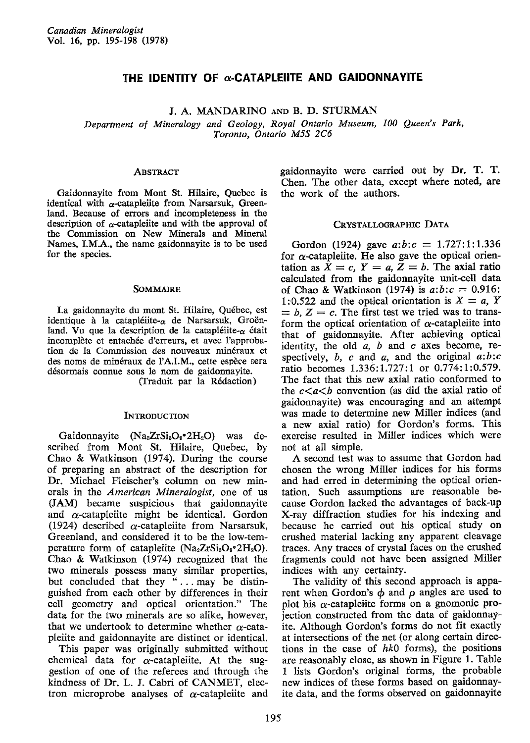# THE IDENTITY OF α-CATAPLEIITE AND GAIDONNAYITE

J. A. MANDARINO AND B. D. STURMAN

*Department of Mineralogy and Geology, Royal Ontario Museum, 100 Queen's Park, Toronto, Ontario M5S 2C6*

## ABSTRACT

Gaidonnayite from Mont St. Hilaire, Quebec is identical with α-catapleiite from Narsarsuk, Greenland. Because of errors and incompleteness in the description of α-catapleiite and with the approval of the Commission on New Minerals and Mineral Names, I.M.A., the name gaidonnayite is to be used for the species.

## SOMMAIRE

La gaidonnayite du mont St. Hilaire, Québec, est identique à la catapléiite-α de Narsarsuk, Groënland. Vu que la description de la catapléiite-α était incomplète et entachée d'erreurs, et avec l'approbation de la Commission des nouveaux minéraux et des noms de minéraux de l'A.I.M., cette espèce sera désormais connue sous le nom de gaidonnayite.

(Traduit par la Rédaction)

## INTRODUCTION

Gaidonnayite ($Na_2ZrSi_3O_9 \cdot 2H_2O$) was described from Mont St. Hilaire, Quebec, by Chao & Watkinson (1974). During the course of preparing an abstract of the description for Dr. Michael Fleischer's column on new minerals in the *American Mineralogist*, one of us (JAM) became suspicious that gaidonnayite and α-catapleiite might be identical. Gordon (1924) described α-catapleiite from Narsarsuk, Greenland, and considered it to be the low-temperature form of catapleiite ($Na_2ZrSi_3O_9 \cdot 2H_2O$). Chao & Watkinson (1974) recognized that the two minerals possess many similar properties, but concluded that they "... may be distinguished from each other by differences in their cell geometry and optical orientation." The data for the two minerals are so alike, however, that we undertook to determine whether α-catapleiite and gaidonnayite are distinct or identical.

This paper was originally submitted without chemical data for α-catapleiite. At the suggestion of one of the referees and through the kindness of Dr. L. J. Cabri of CANMET, electron microprobe analyses of α-catapleiite and gaidonnayite were carried out by Dr. T. T. Chen. The other data, except where noted, are the work of the authors.

## CRYSTALLOGRAPHIC DATA

Gordon (1924) gave $a{:}b{:}c$ = 1.727:1:1.336 for α-catapleiite. He also gave the optical orientation as $X = c$, $Y = a$, $Z = b$. The axial ratio calculated from the gaidonnayite unit-cell data of Chao & Watkinson (1974) is $a{:}b{:}c$ = 0.916:1:0.522 and the optical orientation is $X = a$, $Y = b$, $Z = c$. The first test we tried was to transform the optical orientation of α-catapleiite into that of gaidonnayite. After achieving optical identity, the old $a$, $b$ and $c$ axes become, respectively, $b$, $c$ and $a$, and the original $a{:}b{:}c$ ratio becomes 1.336:1.727:1 or 0.774:1:0.579. The fact that this new axial ratio conformed to the $c<a<b$ convention (as did the axial ratio of gaidonnayite) was encouraging and an attempt was made to determine new Miller indices (and a new axial ratio) for Gordon's forms. This exercise resulted in Miller indices which were not at all simple.

A second test was to assume that Gordon had chosen the wrong Miller indices for his forms and had erred in determining the optical orientation. Such assumptions are reasonable because Gordon lacked the advantages of back-up X-ray diffraction studies for his indexing and because he carried out his optical study on crushed material lacking any apparent cleavage traces. Any traces of crystal faces on the crushed fragments could not have been assigned Miller indices with any certainty.

The validity of this second approach is apparent when Gordon's $\phi$ and $\rho$ angles are used to plot his α-catapleiite forms on a gnomonic projection constructed from the data of gaidonnayite. Although Gordon's forms do not fit exactly at intersections of the net (or along certain directions in the case of $hk0$ forms), the positions are reasonably close, as shown in Figure 1. Table 1 lists Gordon's original forms, the probable new indices of these forms based on gaidonnayite data, and the forms observed on gaidonnayite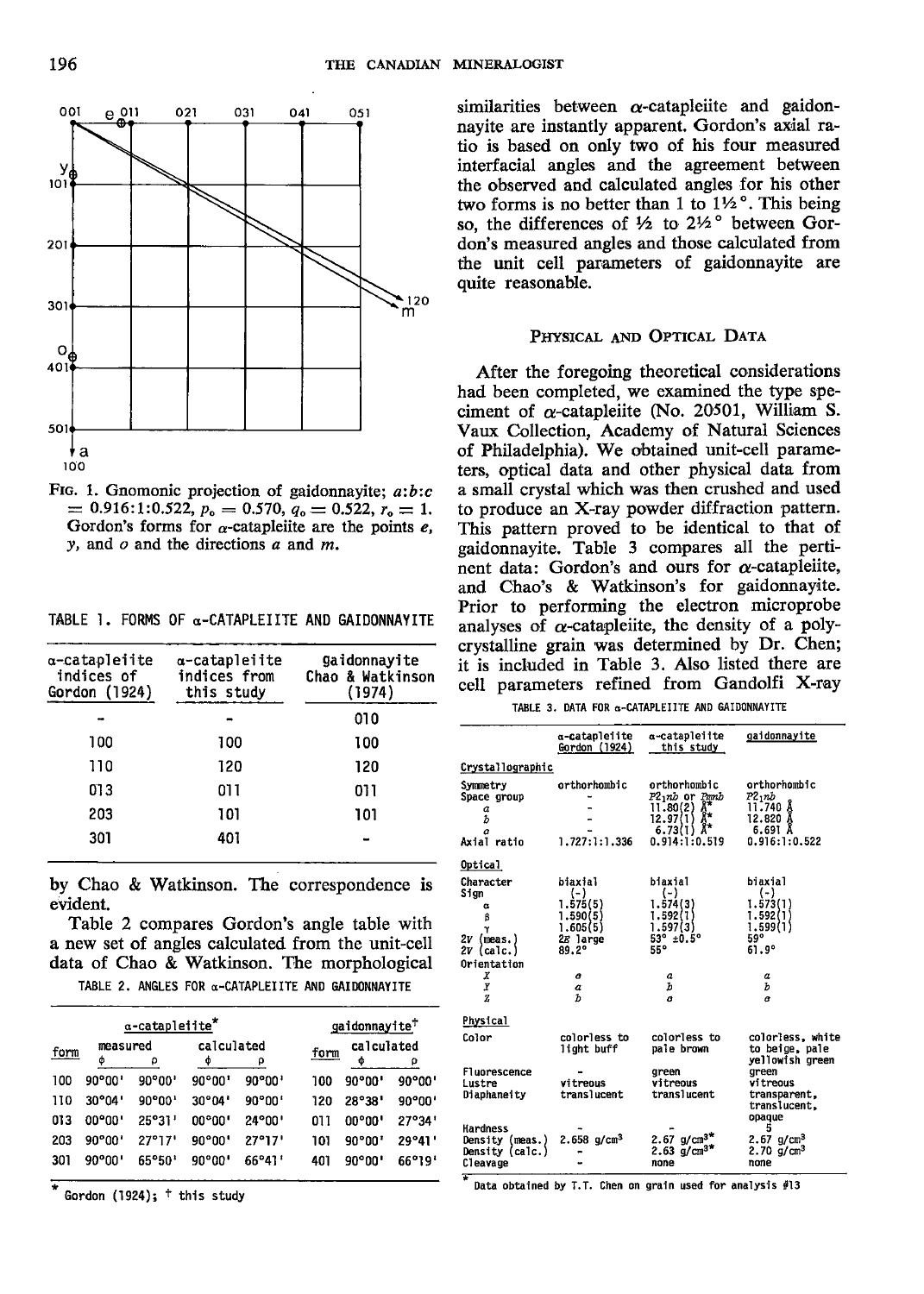FIG. 1. Gnomonic projection of gaidonnayite; $a:b:c = 0.916:1:0.522$, $p_o = 0.570$, $q_o = 0.522$, $r_o = 1$. Gordon's forms for α-catapleiite are the points *e*, *y*, and *o* and the directions *a* and *m*.

TABLE 1. FORMS OF α-CATAPLEIITE AND GAIDONNAYITE

| α-catapleiite indices of Gordon (1924) | α-catapleiite indices from this study | gaidonnayite Chao & Watkinson (1974) |
|---|---|---|
| - | - | 010 |
| 100 | 100 | 100 |
| 110 | 120 | 120 |
| 013 | 011 | 011 |
| 203 | 101 | 101 |
| 301 | 401 | - |

by Chao & Watkinson. The correspondence is evident.

Table 2 compares Gordon's angle table with a new set of angles calculated from the unit-cell data of Chao & Watkinson. The morphological similarities between α-catapleiite and gaidonnayite are instantly apparent. Gordon's axial ratio is based on only two of his four measured interfacial angles and the agreement between the observed and calculated angles for his other two forms is no better than 1 to 1½°. This being so, the differences of ½ to 2½° between Gordon's measured angles and those calculated from the unit cell parameters of gaidonnayite are quite reasonable.

TABLE 2. ANGLES FOR α-CATAPLEIITE AND GAIDONNAYITE

| α-catapleiite* | | | | | gaidonnayite† | | |
|---|---|---|---|---|---|---|---|
| form | measured | | calculated | | form | calculated | |
| | φ | ρ | φ | ρ | | φ | ρ |
| 100 | 90°00' | 90°00' | 90°00' | 90°00' | 100 | 90°00' | 90°00' |
| 110 | 30°04' | 90°00' | 30°04' | 90°00' | 120 | 28°38' | 90°00' |
| 013 | 00°00' | 25°31' | 00°00' | 24°00' | 011 | 00°00' | 27°34' |
| 203 | 90°00' | 27°17' | 90°00' | 27°17' | 101 | 90°00' | 29°41' |
| 301 | 90°00' | 65°50' | 90°00' | 66°41' | 401 | 90°00' | 66°19' |

\* Gordon (1924); † this study

## PHYSICAL AND OPTICAL DATA

After the foregoing theoretical considerations had been completed, we examined the type specimen of α-catapleiite (No. 20501, William S. Vaux Collection, Academy of Natural Sciences of Philadelphia). We obtained unit-cell parameters, optical data and other physical data from a small crystal which was then crushed and used to produce an X-ray powder diffraction pattern. This pattern proved to be identical to that of gaidonnayite. Table 3 compares all the pertinent data: Gordon's and ours for α-catapleiite, and Chao's & Watkinson's for gaidonnayite. Prior to performing the electron microprobe analyses of α-catapleiite, the density of a polycrystalline grain was determined by Dr. Chen; it is included in Table 3. Also listed there are cell parameters refined from Gandolfi X-ray

TABLE 3. DATA FOR α-CATAPLEIITE AND GAIDONNAYITE

| | α-catapleiite Gordon (1924) | α-catapleiite this study | gaidonnayite |
|---|---|---|---|
| **Crystallographic** | | | |
| Symmetry | orthorhombic | orthorhombic | orthorhombic |
| Space group | - | $P2_1nb$ or $Pmnb$ | $P2_1nb$ |
| *a* | - | 11.80(2) Å* | 11.740 Å |
| *b* | - | 12.97(1) Å* | 12.820 Å |
| *c* | - | 6.73(1) Å* | 6.691 Å |
| Axial ratio | 1.727:1:1.336 | 0.914:1:0.519 | 0.916:1:0.522 |
| **Optical** | | | |
| Character | biaxial | biaxial | biaxial |
| Sign | (-) | (-) | (-) |
| α | 1.575(5) | 1.574(3) | 1.573(1) |
| β | 1.590(5) | 1.592(1) | 1.592(1) |
| γ | 1.605(5) | 1.597(3) | 1.599(1) |
| 2V (meas.) | 2E large | 53° ±0.5° | 59° |
| 2V (calc.) | 89.2° | 55° | 61.9° |
| Orientation | | | |
| *X* | *c* | *a* | *a* |
| *Y* | *a* | *b* | *b* |
| *Z* | *b* | *c* | *c* |
| **Physical** | | | |
| Color | colorless to light buff | colorless to pale brown | colorless, white to beige, pale yellowish green |
| Fluorescence | - | green | green |
| Lustre | vitreous | vitreous | vitreous |
| Diaphaneity | translucent | translucent | transparent, translucent, opaque |
| Hardness | - | - | 5 |
| Density (meas.) | 2.658 g/cm³ | 2.67 g/cm³* | 2.67 g/cm³ |
| Density (calc.) | - | 2.63 g/cm³* | 2.70 g/cm³ |
| Cleavage | - | none | none |

\* Data obtained by T.T. Chen on grain used for analysis #13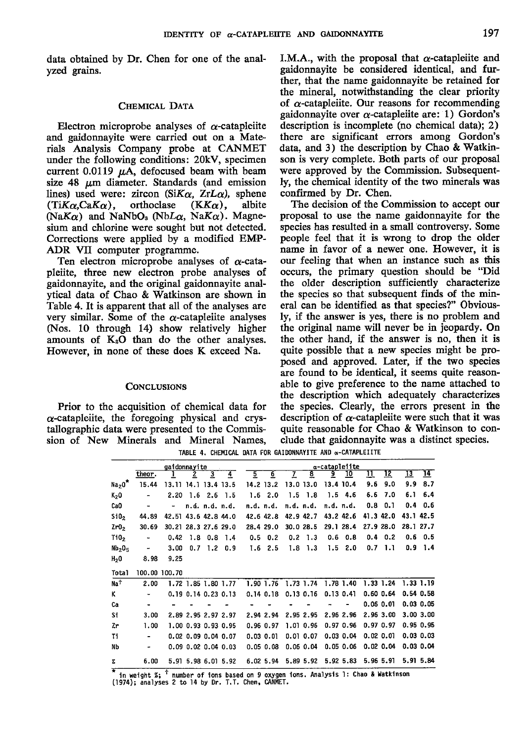data obtained by Dr. Chen for one of the analyzed grains.

## Chemical Data

Electron microprobe analyses of α-catapleiite and gaidonnayite were carried out on a Materials Analysis Company probe at CANMET under the following conditions: 20kV, specimen current 0.0119 μA, defocused beam with beam size 48 μm diameter. Standards (and emission lines) used were: zircon (Si*K*α, Zr*L*α), sphene (Ti*K*α,Ca*K*α), orthoclase (K*K*α), albite (Na*K*α) and $NaNbO_3$ (Nb*L*α, Na*K*α). Magnesium and chlorine were sought but not detected. Corrections were applied by a modified EMPADR VII computer programme.

Ten electron microprobe analyses of α-catapleiite, three new electron probe analyses of gaidonnayite, and the original gaidonnayite analytical data of Chao & Watkinson are shown in Table 4. It is apparent that all of the analyses are very similar. Some of the α-catapleiite analyses (Nos. 10 through 14) show relatively higher amounts of $K_2O$ than do the other analyses. However, in none of these does K exceed Na.

## Conclusions

Prior to the acquisition of chemical data for α-catapleiite, the foregoing physical and crystallographic data were presented to the Commission of New Minerals and Mineral Names, I.M.A., with the proposal that α-catapleiite and gaidonnayite be considered identical, and further, that the name gaidonnayite be retained for the mineral, notwithstanding the clear priority of α-catapleiite. Our reasons for recommending gaidonnayite over α-catapleiite are: 1) Gordon's description is incomplete (no chemical data); 2) there are significant errors among Gordon's data, and 3) the description by Chao & Watkinson is very complete. Both parts of our proposal were approved by the Commission. Subsequently, the chemical identity of the two minerals was confirmed by Dr. Chen.

The decision of the Commission to accept our proposal to use the name gaidonnayite for the species has resulted in a small controversy. Some people feel that it is wrong to drop the older name in favor of a newer one. However, it is our feeling that when an instance such as this occurs, the primary question should be "Did the older description sufficiently characterize the species so that subsequent finds of the mineral can be identified as that species?" Obviously, if the answer is yes, there is no problem and the original name will never be in jeopardy. On the other hand, if the answer is no, then it is quite possible that a new species might be proposed and approved. Later, if the two species are found to be identical, it seems quite reasonable to give preference to the name attached to the description which adequately characterizes the species. Clearly, the errors present in the description of α-catapleiite were such that it was quite reasonable for Chao & Watkinson to conclude that gaidonnayite was a distinct species.

TABLE 4. CHEMICAL DATA FOR GAIDONNAYITE AND α-CATAPLEIITE

| | gaidonnayite | | | | | α-catapleiite | | | | | | | | | |
|---|---|---|---|---|---|---|---|---|---|---|---|---|---|---|---|
| | theor. | 1 | 2 | 3 | 4 | 5 | 6 | 7 | 8 | 9 | 10 | 11 | 12 | 13 | 14 |
| $Na_2O$* | 15.44 | 13.11 | 14.1 | 13.4 | 13.5 | 14.2 | 13.2 | 13.0 | 13.0 | 13.4 | 10.4 | 9.6 | 9.0 | 9.9 | 8.7 |
| $K_2O$ | - | 2.20 | 1.6 | 2.6 | 1.5 | 1.6 | 2.0 | 1.5 | 1.8 | 1.5 | 4.6 | 6.6 | 7.0 | 6.1 | 6.4 |
| CaO | - | - | n.d. | n.d. | n.d. | n.d. | n.d. | n.d. | n.d. | n.d. | n.d. | 0.8 | 0.1 | 0.4 | 0.6 |
| $SiO_2$ | 44.89 | 42.51 | 43.6 | 42.8 | 44.0 | 42.6 | 42.8 | 42.9 | 42.7 | 43.2 | 42.6 | 41.3 | 42.0 | 43.1 | 42.5 |
| $ZrO_2$ | 30.69 | 30.21 | 28.3 | 27.6 | 29.0 | 28.4 | 29.0 | 30.0 | 28.5 | 29.1 | 28.4 | 27.9 | 28.0 | 28.1 | 27.7 |
| $TiO_2$ | - | 0.42 | 1.8 | 0.8 | 1.4 | 0.5 | 0.2 | 0.2 | 1.3 | 0.6 | 0.8 | 0.4 | 0.2 | 0.6 | 0.5 |
| $Nb_2O_5$ | - | 3.00 | 0.7 | 1.2 | 0.9 | 1.6 | 2.5 | 1.8 | 1.3 | 1.5 | 2.0 | 0.7 | 1.1 | 0.9 | 1.4 |
| $H_2O$ | 8.98 | 9.25 | | | | | | | | | | | | | |
| Total | 100.00 | 100.70 | | | | | | | | | | | | | |
| Na† | 2.00 | 1.72 | 1.85 | 1.80 | 1.77 | 1.90 | 1.76 | 1.73 | 1.74 | 1.78 | 1.40 | 1.33 | 1.24 | 1.33 | 1.19 |
| K | - | 0.19 | 0.14 | 0.23 | 0.13 | 0.14 | 0.18 | 0.13 | 0.16 | 0.13 | 0.41 | 0.60 | 0.64 | 0.54 | 0.58 |
| Ca | - | - | - | - | - | - | - | - | - | - | - | 0.06 | 0.01 | 0.03 | 0.05 |
| Si | 3.00 | 2.89 | 2.95 | 2.97 | 2.97 | 2.94 | 2.94 | 2.95 | 2.95 | 2.96 | 2.96 | 2.96 | 3.00 | 3.00 | 3.00 |
| Zr | 1.00 | 1.00 | 0.93 | 0.93 | 0.95 | 0.96 | 0.97 | 1.01 | 0.96 | 0.97 | 0.96 | 0.97 | 0.97 | 0.95 | 0.95 |
| Ti | - | 0.02 | 0.09 | 0.04 | 0.07 | 0.03 | 0.01 | 0.01 | 0.07 | 0.03 | 0.04 | 0.02 | 0.01 | 0.03 | 0.03 |
| Nb | - | 0.09 | 0.02 | 0.04 | 0.03 | 0.05 | 0.08 | 0.06 | 0.04 | 0.05 | 0.06 | 0.02 | 0.04 | 0.03 | 0.04 |
| Σ | 6.00 | 5.91 | 5.98 | 6.01 | 5.92 | 6.02 | 5.94 | 5.89 | 5.92 | 5.92 | 5.83 | 5.96 | 5.91 | 5.91 | 5.84 |

\* in weight %; † number of ions based on 9 oxygen ions. Analysis 1: Chao & Watkinson (1974); analyses 2 to 14 by Dr. T.T. Chen, CANMET.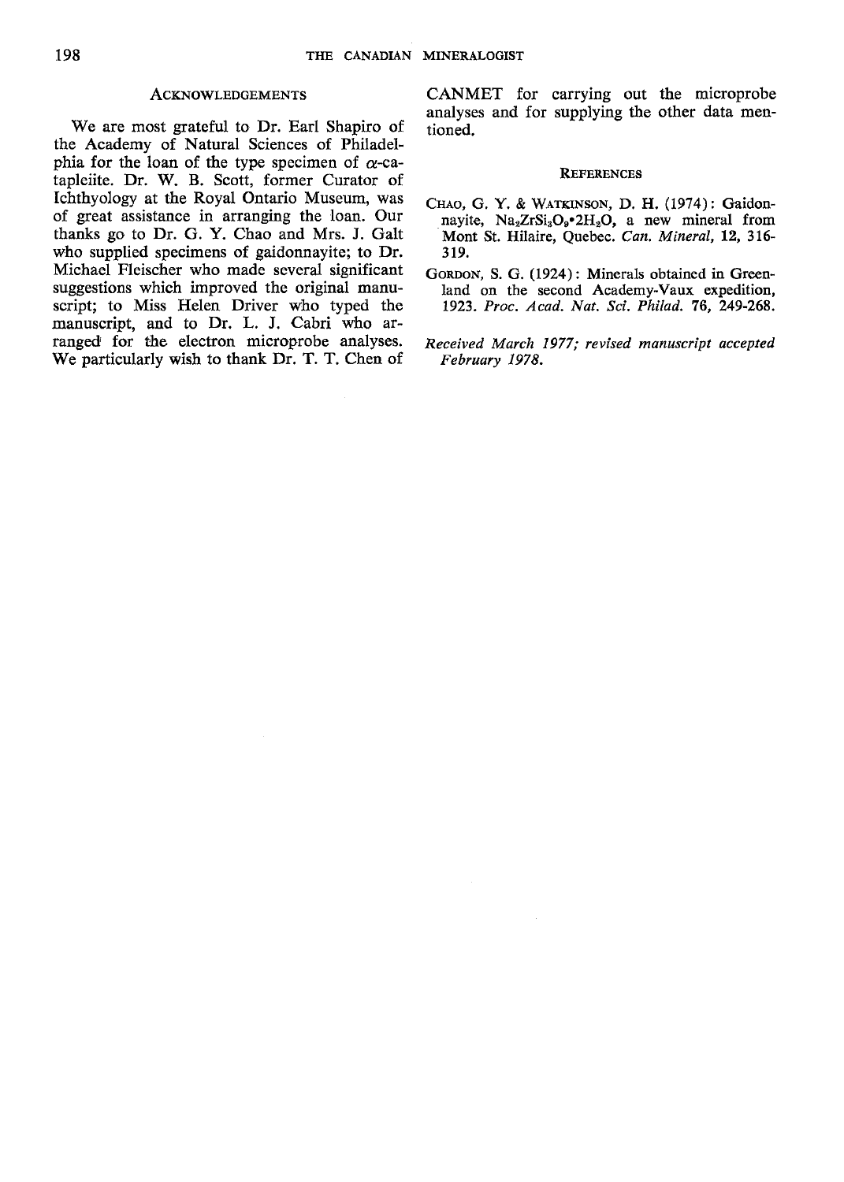## ACKNOWLEDGEMENTS

We are most grateful to Dr. Earl Shapiro of the Academy of Natural Sciences of Philadelphia for the loan of the type specimen of $\alpha$-catapleiite. Dr. W. B. Scott, former Curator of Ichthyology at the Royal Ontario Museum, was of great assistance in arranging the loan. Our thanks go to Dr. G. Y. Chao and Mrs. J. Galt who supplied specimens of gaidonnayite; to Dr. Michael Fleischer who made several significant suggestions which improved the original manuscript; to Miss Helen Driver who typed the manuscript, and to Dr. L. J. Cabri who arranged for the electron microprobe analyses. We particularly wish to thank Dr. T. T. Chen of CANMET for carrying out the microprobe analyses and for supplying the other data mentioned.

## REFERENCES

CHAO, G. Y. & WATKINSON, D. H. (1974): Gaidonnayite, $Na_2ZrSi_3O_9{\cdot}2H_2O$, a new mineral from Mont St. Hilaire, Quebec. *Can. Mineral*, **12**, 316-319.

GORDON, S. G. (1924): Minerals obtained in Greenland on the second Academy-Vaux expedition, 1923. *Proc. Acad. Nat. Sci. Philad.* **76**, 249-268.

*Received March 1977; revised manuscript accepted February 1978.*